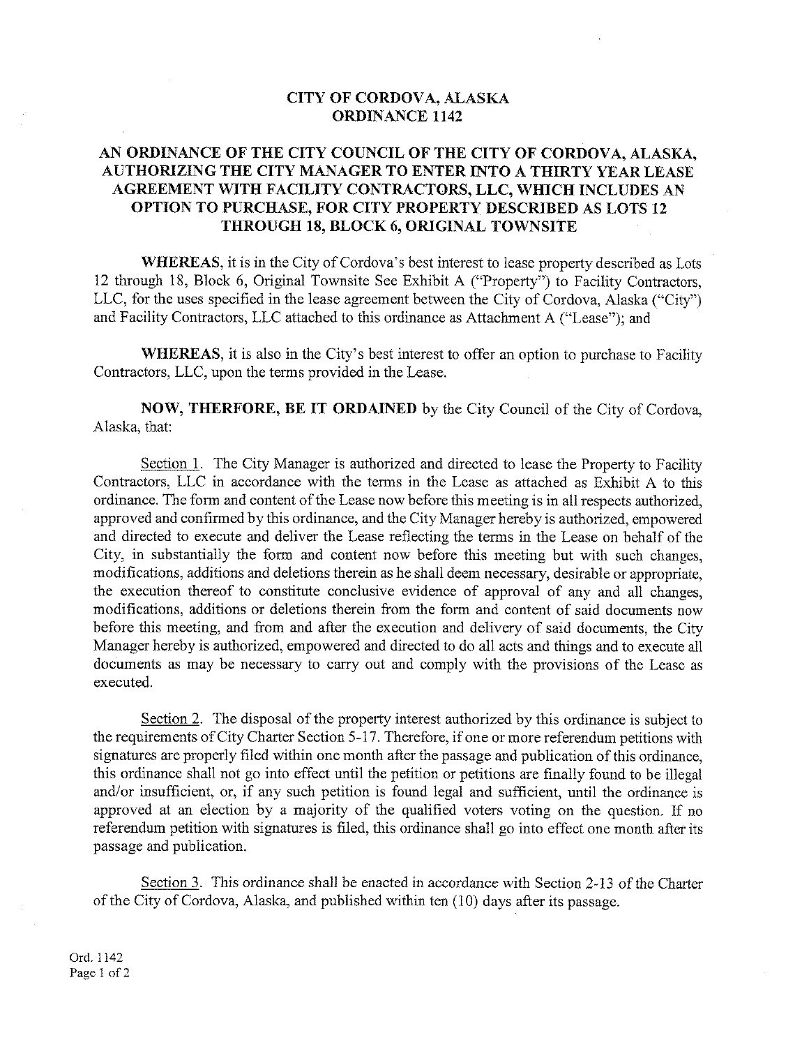# CITY OF CORDOVA, ALASKA
# ORDINANCE 1142

## AN ORDINANCE OF THE CITY COUNCIL OF THE CITY OF CORDOVA, ALASKA, AUTHORIZING THE CITY MANAGER TO ENTER INTO A THIRTY YEAR LEASE AGREEMENT WITH FACILITY CONTRACTORS, LLC, WHICH INCLUDES AN OPTION TO PURCHASE, FOR CITY PROPERTY DESCRIBED AS LOTS 12 THROUGH 18, BLOCK 6, ORIGINAL TOWNSITE

**WHEREAS**, it is in the City of Cordova's best interest to lease property described as Lots 12 through 18, Block 6, Original Townsite See Exhibit A ("Property") to Facility Contractors, LLC, for the uses specified in the lease agreement between the City of Cordova, Alaska ("City") and Facility Contractors, LLC attached to this ordinance as Attachment A ("Lease"); and

**WHEREAS**, it is also in the City's best interest to offer an option to purchase to Facility Contractors, LLC, upon the terms provided in the Lease.

**NOW, THERFORE, BE IT ORDAINED** by the City Council of the City of Cordova, Alaska, that:

Section 1. The City Manager is authorized and directed to lease the Property to Facility Contractors, LLC in accordance with the terms in the Lease as attached as Exhibit A to this ordinance. The form and content of the Lease now before this meeting is in all respects authorized, approved and confirmed by this ordinance, and the City Manager hereby is authorized, empowered and directed to execute and deliver the Lease reflecting the terms in the Lease on behalf of the City, in substantially the form and content now before this meeting but with such changes, modifications, additions and deletions therein as he shall deem necessary, desirable or appropriate, the execution thereof to constitute conclusive evidence of approval of any and all changes, modifications, additions or deletions therein from the form and content of said documents now before this meeting, and from and after the execution and delivery of said documents, the City Manager hereby is authorized, empowered and directed to do all acts and things and to execute all documents as may be necessary to carry out and comply with the provisions of the Lease as executed.

Section 2. The disposal of the property interest authorized by this ordinance is subject to the requirements of City Charter Section 5-17. Therefore, if one or more referendum petitions with signatures are properly filed within one month after the passage and publication of this ordinance, this ordinance shall not go into effect until the petition or petitions are finally found to be illegal and/or insufficient, or, if any such petition is found legal and sufficient, until the ordinance is approved at an election by a majority of the qualified voters voting on the question. If no referendum petition with signatures is filed, this ordinance shall go into effect one month after its passage and publication.

Section 3. This ordinance shall be enacted in accordance with Section 2-13 of the Charter of the City of Cordova, Alaska, and published within ten (10) days after its passage.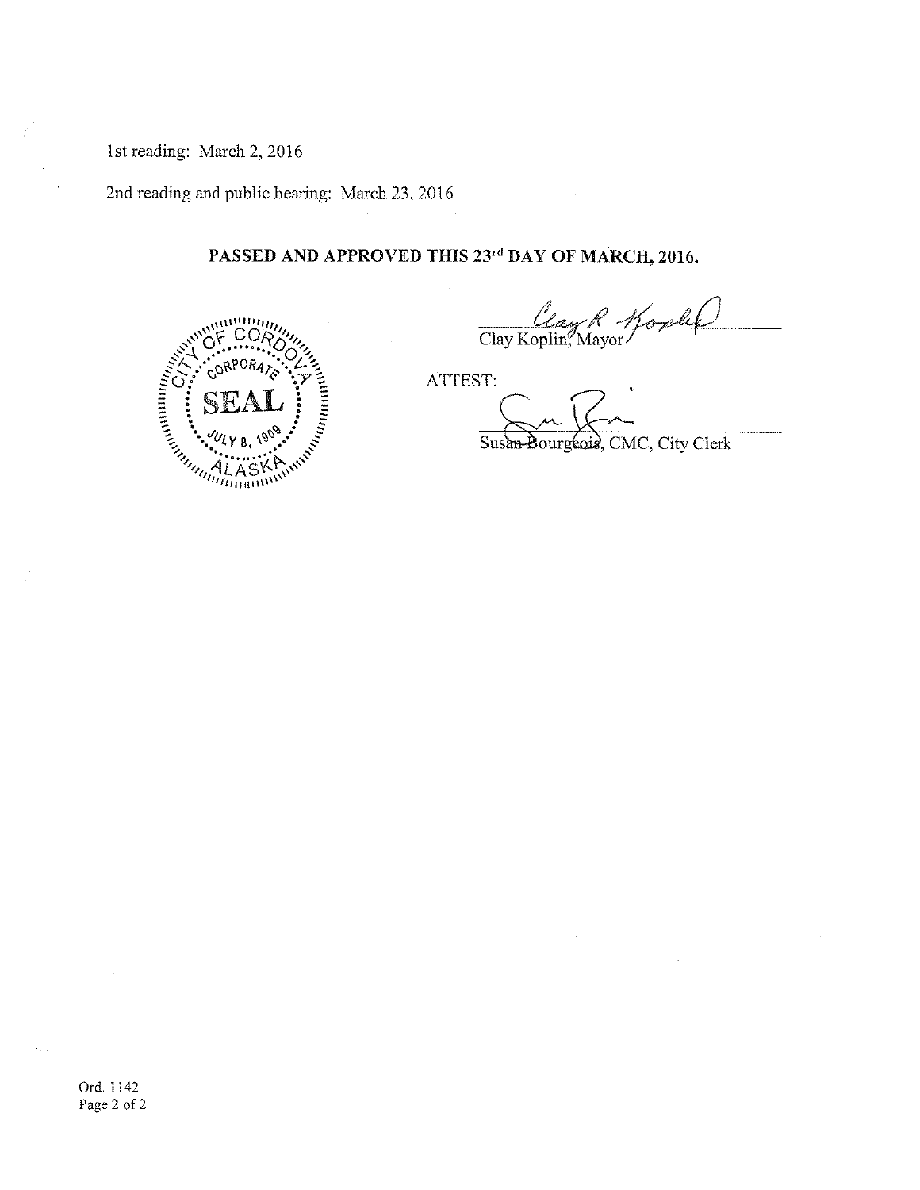1st reading: March 2, 2016

2nd reading and public hearing: March 23, 2016

**PASSED AND APPROVED THIS 23rd DAY OF MARCH, 2016.**

CITY OF CORDOVA CORPORATE SEAL JULY 8, 1909 ALASKA

Clay Koplin, Mayor

ATTEST:

Susan Bourgeois, CMC, City Clerk

Ord. 1142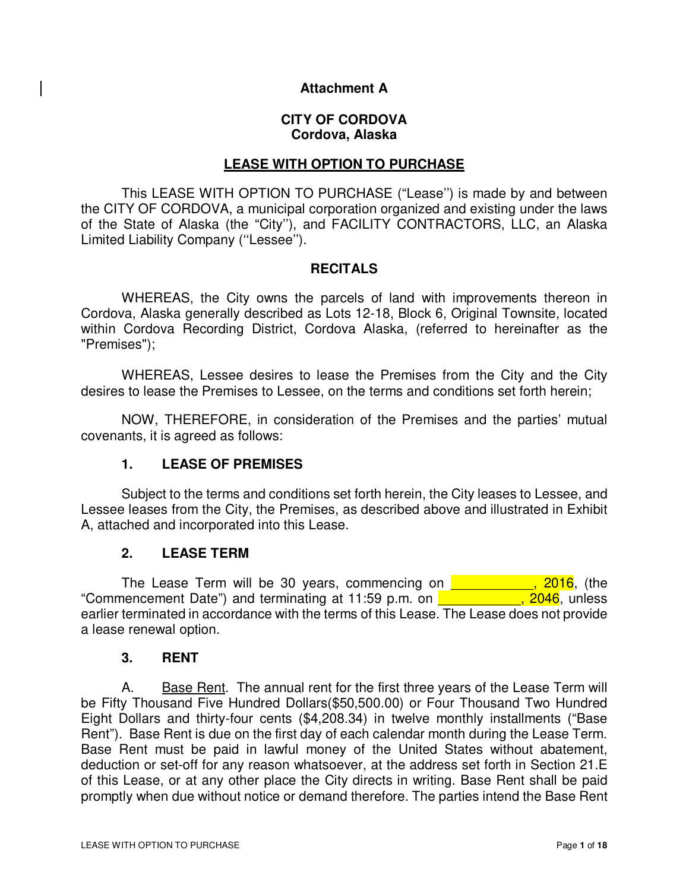# Attachment A

## CITY OF CORDOVA
## Cordova, Alaska

## LEASE WITH OPTION TO PURCHASE

This LEASE WITH OPTION TO PURCHASE ("Lease'') is made by and between the CITY OF CORDOVA, a municipal corporation organized and existing under the laws of the State of Alaska (the "City''), and FACILITY CONTRACTORS, LLC, an Alaska Limited Liability Company (''Lessee'').

### RECITALS

WHEREAS, the City owns the parcels of land with improvements thereon in Cordova, Alaska generally described as Lots 12-18, Block 6, Original Townsite, located within Cordova Recording District, Cordova Alaska, (referred to hereinafter as the "Premises");

WHEREAS, Lessee desires to lease the Premises from the City and the City desires to lease the Premises to Lessee, on the terms and conditions set forth herein;

NOW, THEREFORE, in consideration of the Premises and the parties' mutual covenants, it is agreed as follows:

### 1. LEASE OF PREMISES

Subject to the terms and conditions set forth herein, the City leases to Lessee, and Lessee leases from the City, the Premises, as described above and illustrated in Exhibit A, attached and incorporated into this Lease.

### 2. LEASE TERM

The Lease Term will be 30 years, commencing on ___________, 2016, (the "Commencement Date") and terminating at 11:59 p.m. on ___________, 2046, unless earlier terminated in accordance with the terms of this Lease. The Lease does not provide a lease renewal option.

### 3. RENT

A. Base Rent. The annual rent for the first three years of the Lease Term will be Fifty Thousand Five Hundred Dollars($50,500.00) or Four Thousand Two Hundred Eight Dollars and thirty-four cents ($4,208.34) in twelve monthly installments ("Base Rent"). Base Rent is due on the first day of each calendar month during the Lease Term. Base Rent must be paid in lawful money of the United States without abatement, deduction or set-off for any reason whatsoever, at the address set forth in Section 21.E of this Lease, or at any other place the City directs in writing. Base Rent shall be paid promptly when due without notice or demand therefore. The parties intend the Base Rent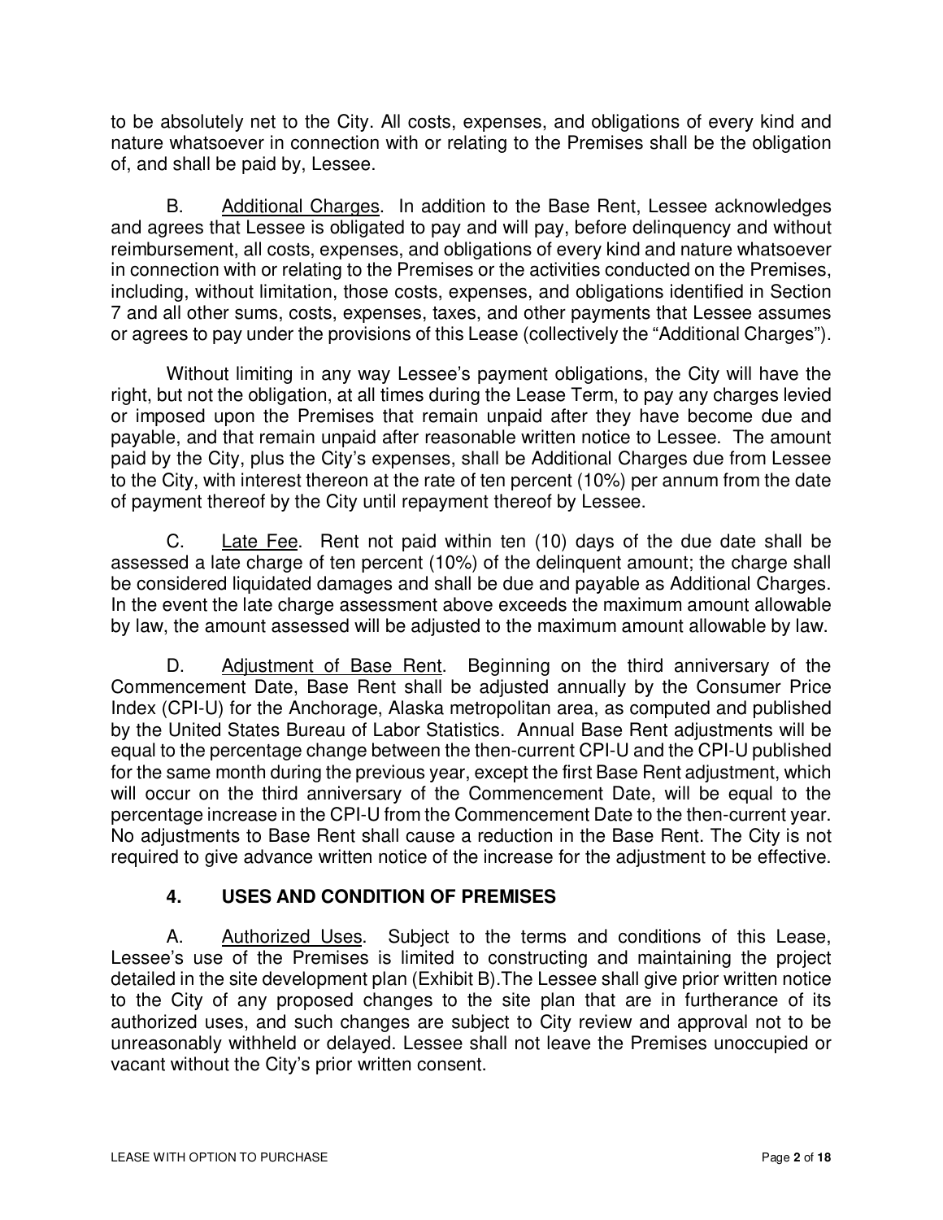to be absolutely net to the City. All costs, expenses, and obligations of every kind and nature whatsoever in connection with or relating to the Premises shall be the obligation of, and shall be paid by, Lessee.

B. Additional Charges. In addition to the Base Rent, Lessee acknowledges and agrees that Lessee is obligated to pay and will pay, before delinquency and without reimbursement, all costs, expenses, and obligations of every kind and nature whatsoever in connection with or relating to the Premises or the activities conducted on the Premises, including, without limitation, those costs, expenses, and obligations identified in Section 7 and all other sums, costs, expenses, taxes, and other payments that Lessee assumes or agrees to pay under the provisions of this Lease (collectively the "Additional Charges").

Without limiting in any way Lessee's payment obligations, the City will have the right, but not the obligation, at all times during the Lease Term, to pay any charges levied or imposed upon the Premises that remain unpaid after they have become due and payable, and that remain unpaid after reasonable written notice to Lessee. The amount paid by the City, plus the City's expenses, shall be Additional Charges due from Lessee to the City, with interest thereon at the rate of ten percent (10%) per annum from the date of payment thereof by the City until repayment thereof by Lessee.

C. Late Fee. Rent not paid within ten (10) days of the due date shall be assessed a late charge of ten percent (10%) of the delinquent amount; the charge shall be considered liquidated damages and shall be due and payable as Additional Charges. In the event the late charge assessment above exceeds the maximum amount allowable by law, the amount assessed will be adjusted to the maximum amount allowable by law.

D. Adjustment of Base Rent. Beginning on the third anniversary of the Commencement Date, Base Rent shall be adjusted annually by the Consumer Price Index (CPI-U) for the Anchorage, Alaska metropolitan area, as computed and published by the United States Bureau of Labor Statistics. Annual Base Rent adjustments will be equal to the percentage change between the then-current CPI-U and the CPI-U published for the same month during the previous year, except the first Base Rent adjustment, which will occur on the third anniversary of the Commencement Date, will be equal to the percentage increase in the CPI-U from the Commencement Date to the then-current year. No adjustments to Base Rent shall cause a reduction in the Base Rent. The City is not required to give advance written notice of the increase for the adjustment to be effective.

## 4. USES AND CONDITION OF PREMISES

A. Authorized Uses. Subject to the terms and conditions of this Lease, Lessee's use of the Premises is limited to constructing and maintaining the project detailed in the site development plan (Exhibit B).The Lessee shall give prior written notice to the City of any proposed changes to the site plan that are in furtherance of its authorized uses, and such changes are subject to City review and approval not to be unreasonably withheld or delayed. Lessee shall not leave the Premises unoccupied or vacant without the City's prior written consent.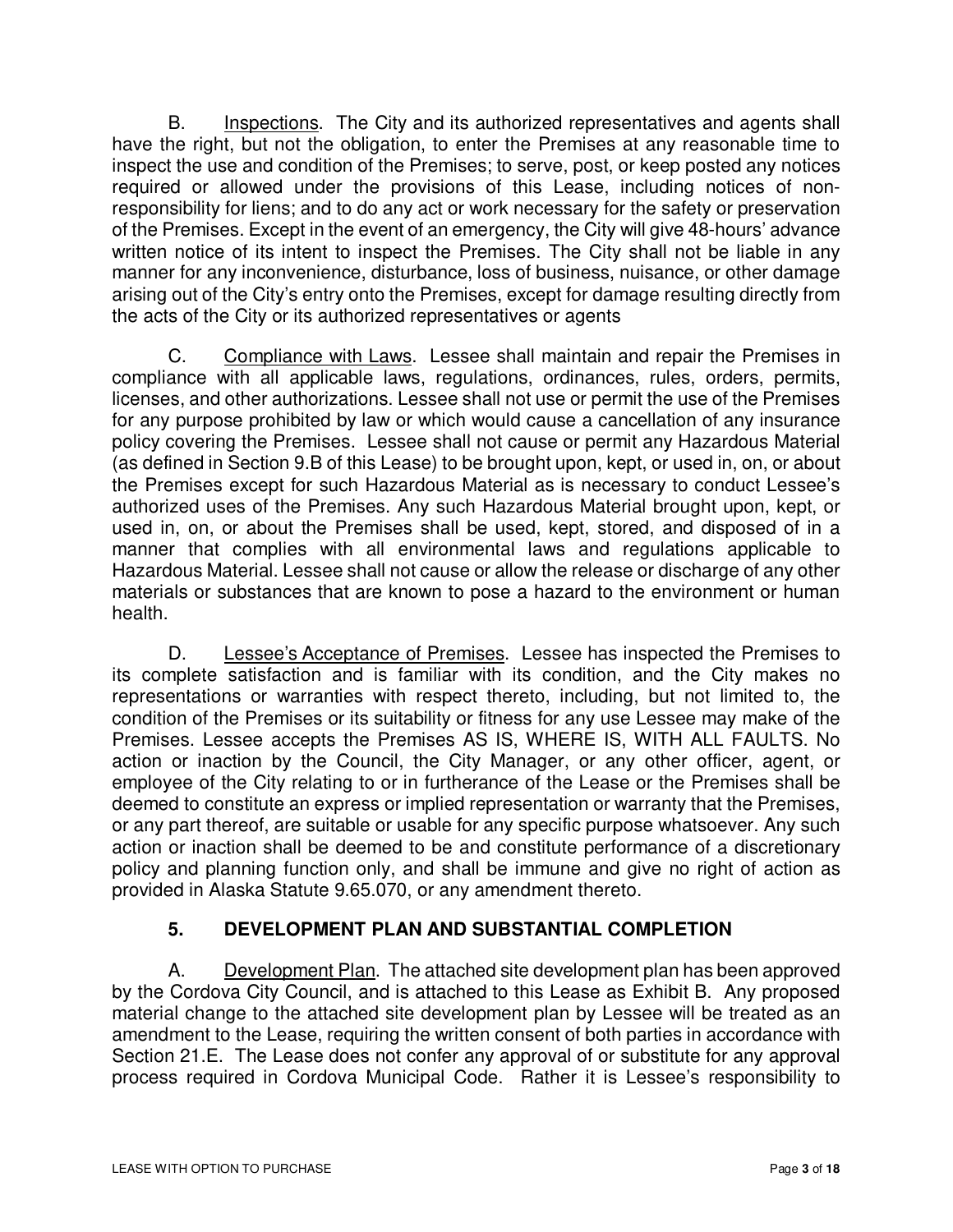B. Inspections. The City and its authorized representatives and agents shall have the right, but not the obligation, to enter the Premises at any reasonable time to inspect the use and condition of the Premises; to serve, post, or keep posted any notices required or allowed under the provisions of this Lease, including notices of non-responsibility for liens; and to do any act or work necessary for the safety or preservation of the Premises. Except in the event of an emergency, the City will give 48-hours' advance written notice of its intent to inspect the Premises. The City shall not be liable in any manner for any inconvenience, disturbance, loss of business, nuisance, or other damage arising out of the City's entry onto the Premises, except for damage resulting directly from the acts of the City or its authorized representatives or agents

C. Compliance with Laws. Lessee shall maintain and repair the Premises in compliance with all applicable laws, regulations, ordinances, rules, orders, permits, licenses, and other authorizations. Lessee shall not use or permit the use of the Premises for any purpose prohibited by law or which would cause a cancellation of any insurance policy covering the Premises. Lessee shall not cause or permit any Hazardous Material (as defined in Section 9.B of this Lease) to be brought upon, kept, or used in, on, or about the Premises except for such Hazardous Material as is necessary to conduct Lessee's authorized uses of the Premises. Any such Hazardous Material brought upon, kept, or used in, on, or about the Premises shall be used, kept, stored, and disposed of in a manner that complies with all environmental laws and regulations applicable to Hazardous Material. Lessee shall not cause or allow the release or discharge of any other materials or substances that are known to pose a hazard to the environment or human health.

D. Lessee's Acceptance of Premises. Lessee has inspected the Premises to its complete satisfaction and is familiar with its condition, and the City makes no representations or warranties with respect thereto, including, but not limited to, the condition of the Premises or its suitability or fitness for any use Lessee may make of the Premises. Lessee accepts the Premises AS IS, WHERE IS, WITH ALL FAULTS. No action or inaction by the Council, the City Manager, or any other officer, agent, or employee of the City relating to or in furtherance of the Lease or the Premises shall be deemed to constitute an express or implied representation or warranty that the Premises, or any part thereof, are suitable or usable for any specific purpose whatsoever. Any such action or inaction shall be deemed to be and constitute performance of a discretionary policy and planning function only, and shall be immune and give no right of action as provided in Alaska Statute 9.65.070, or any amendment thereto.

## 5. DEVELOPMENT PLAN AND SUBSTANTIAL COMPLETION

A. Development Plan. The attached site development plan has been approved by the Cordova City Council, and is attached to this Lease as Exhibit B. Any proposed material change to the attached site development plan by Lessee will be treated as an amendment to the Lease, requiring the written consent of both parties in accordance with Section 21.E. The Lease does not confer any approval of or substitute for any approval process required in Cordova Municipal Code. Rather it is Lessee's responsibility to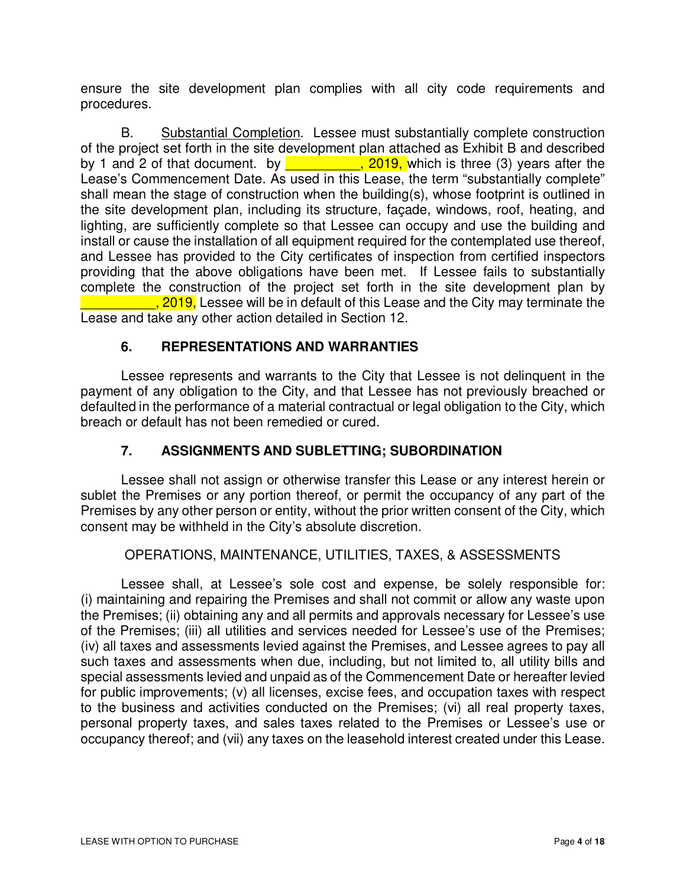ensure the site development plan complies with all city code requirements and procedures.

B. Substantial Completion. Lessee must substantially complete construction of the project set forth in the site development plan attached as Exhibit B and described by 1 and 2 of that document. by __________, 2019, which is three (3) years after the Lease's Commencement Date. As used in this Lease, the term "substantially complete" shall mean the stage of construction when the building(s), whose footprint is outlined in the site development plan, including its structure, façade, windows, roof, heating, and lighting, are sufficiently complete so that Lessee can occupy and use the building and install or cause the installation of all equipment required for the contemplated use thereof, and Lessee has provided to the City certificates of inspection from certified inspectors providing that the above obligations have been met. If Lessee fails to substantially complete the construction of the project set forth in the site development plan by __________, 2019, Lessee will be in default of this Lease and the City may terminate the Lease and take any other action detailed in Section 12.

## 6. REPRESENTATIONS AND WARRANTIES

Lessee represents and warrants to the City that Lessee is not delinquent in the payment of any obligation to the City, and that Lessee has not previously breached or defaulted in the performance of a material contractual or legal obligation to the City, which breach or default has not been remedied or cured.

## 7. ASSIGNMENTS AND SUBLETTING; SUBORDINATION

Lessee shall not assign or otherwise transfer this Lease or any interest herein or sublet the Premises or any portion thereof, or permit the occupancy of any part of the Premises by any other person or entity, without the prior written consent of the City, which consent may be withheld in the City's absolute discretion.

OPERATIONS, MAINTENANCE, UTILITIES, TAXES, & ASSESSMENTS

Lessee shall, at Lessee's sole cost and expense, be solely responsible for: (i) maintaining and repairing the Premises and shall not commit or allow any waste upon the Premises; (ii) obtaining any and all permits and approvals necessary for Lessee's use of the Premises; (iii) all utilities and services needed for Lessee's use of the Premises; (iv) all taxes and assessments levied against the Premises, and Lessee agrees to pay all such taxes and assessments when due, including, but not limited to, all utility bills and special assessments levied and unpaid as of the Commencement Date or hereafter levied for public improvements; (v) all licenses, excise fees, and occupation taxes with respect to the business and activities conducted on the Premises; (vi) all real property taxes, personal property taxes, and sales taxes related to the Premises or Lessee's use or occupancy thereof; and (vii) any taxes on the leasehold interest created under this Lease.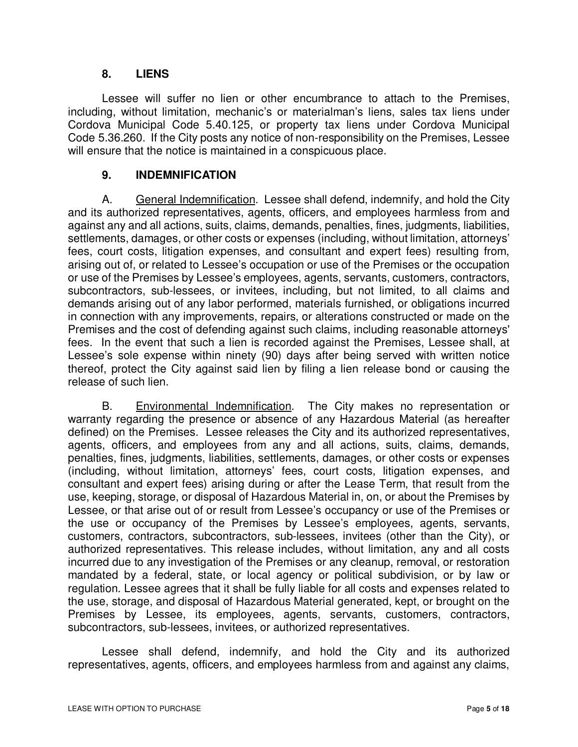## 8. LIENS

Lessee will suffer no lien or other encumbrance to attach to the Premises, including, without limitation, mechanic's or materialman's liens, sales tax liens under Cordova Municipal Code 5.40.125, or property tax liens under Cordova Municipal Code 5.36.260. If the City posts any notice of non-responsibility on the Premises, Lessee will ensure that the notice is maintained in a conspicuous place.

## 9. INDEMNIFICATION

A. General Indemnification. Lessee shall defend, indemnify, and hold the City and its authorized representatives, agents, officers, and employees harmless from and against any and all actions, suits, claims, demands, penalties, fines, judgments, liabilities, settlements, damages, or other costs or expenses (including, without limitation, attorneys' fees, court costs, litigation expenses, and consultant and expert fees) resulting from, arising out of, or related to Lessee's occupation or use of the Premises or the occupation or use of the Premises by Lessee's employees, agents, servants, customers, contractors, subcontractors, sub-lessees, or invitees, including, but not limited, to all claims and demands arising out of any labor performed, materials furnished, or obligations incurred in connection with any improvements, repairs, or alterations constructed or made on the Premises and the cost of defending against such claims, including reasonable attorneys' fees. In the event that such a lien is recorded against the Premises, Lessee shall, at Lessee's sole expense within ninety (90) days after being served with written notice thereof, protect the City against said lien by filing a lien release bond or causing the release of such lien.

B. Environmental Indemnification. The City makes no representation or warranty regarding the presence or absence of any Hazardous Material (as hereafter defined) on the Premises. Lessee releases the City and its authorized representatives, agents, officers, and employees from any and all actions, suits, claims, demands, penalties, fines, judgments, liabilities, settlements, damages, or other costs or expenses (including, without limitation, attorneys' fees, court costs, litigation expenses, and consultant and expert fees) arising during or after the Lease Term, that result from the use, keeping, storage, or disposal of Hazardous Material in, on, or about the Premises by Lessee, or that arise out of or result from Lessee's occupancy or use of the Premises or the use or occupancy of the Premises by Lessee's employees, agents, servants, customers, contractors, subcontractors, sub-lessees, invitees (other than the City), or authorized representatives. This release includes, without limitation, any and all costs incurred due to any investigation of the Premises or any cleanup, removal, or restoration mandated by a federal, state, or local agency or political subdivision, or by law or regulation. Lessee agrees that it shall be fully liable for all costs and expenses related to the use, storage, and disposal of Hazardous Material generated, kept, or brought on the Premises by Lessee, its employees, agents, servants, customers, contractors, subcontractors, sub-lessees, invitees, or authorized representatives.

Lessee shall defend, indemnify, and hold the City and its authorized representatives, agents, officers, and employees harmless from and against any claims,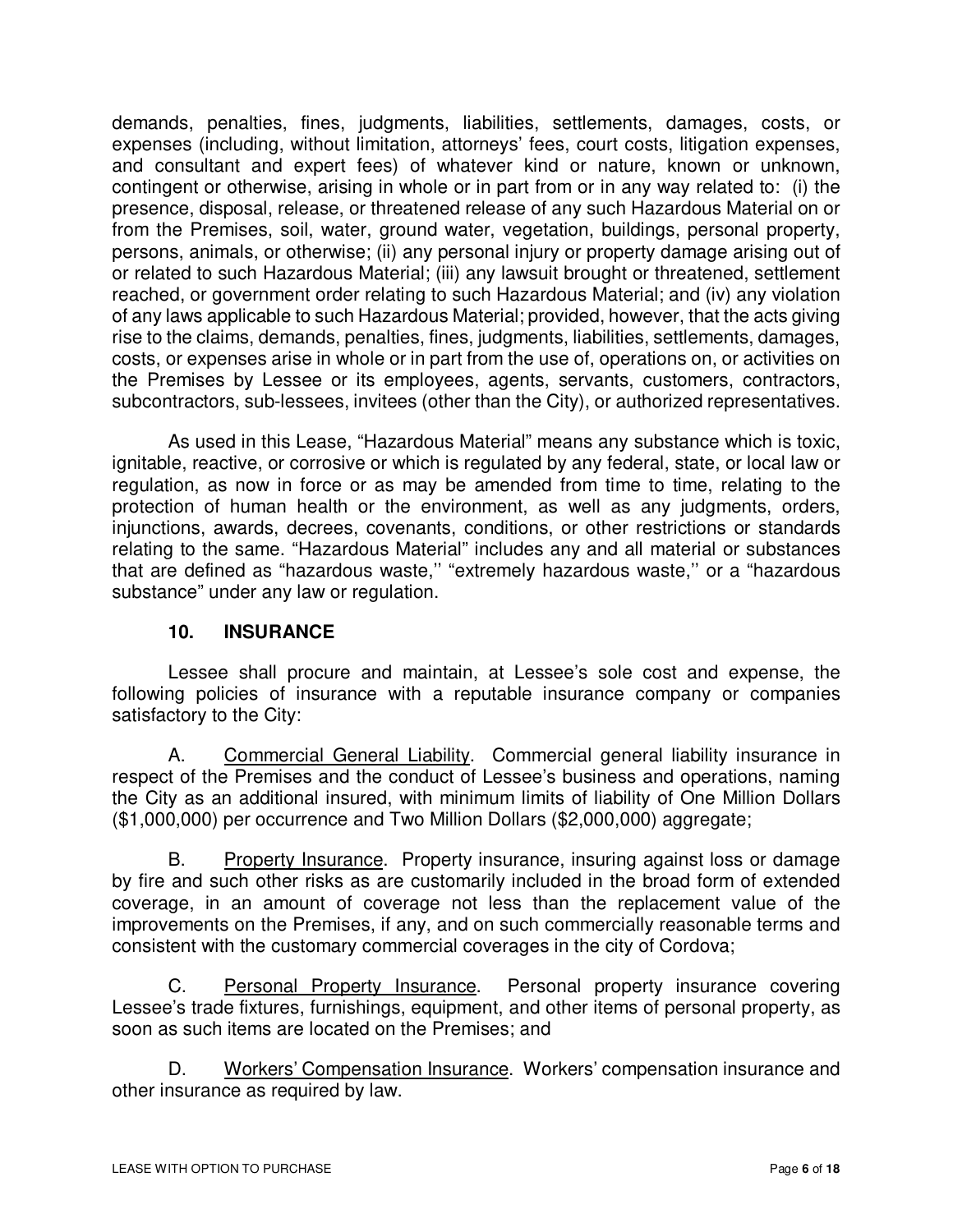demands, penalties, fines, judgments, liabilities, settlements, damages, costs, or expenses (including, without limitation, attorneys' fees, court costs, litigation expenses, and consultant and expert fees) of whatever kind or nature, known or unknown, contingent or otherwise, arising in whole or in part from or in any way related to: (i) the presence, disposal, release, or threatened release of any such Hazardous Material on or from the Premises, soil, water, ground water, vegetation, buildings, personal property, persons, animals, or otherwise; (ii) any personal injury or property damage arising out of or related to such Hazardous Material; (iii) any lawsuit brought or threatened, settlement reached, or government order relating to such Hazardous Material; and (iv) any violation of any laws applicable to such Hazardous Material; provided, however, that the acts giving rise to the claims, demands, penalties, fines, judgments, liabilities, settlements, damages, costs, or expenses arise in whole or in part from the use of, operations on, or activities on the Premises by Lessee or its employees, agents, servants, customers, contractors, subcontractors, sub-lessees, invitees (other than the City), or authorized representatives.

As used in this Lease, "Hazardous Material" means any substance which is toxic, ignitable, reactive, or corrosive or which is regulated by any federal, state, or local law or regulation, as now in force or as may be amended from time to time, relating to the protection of human health or the environment, as well as any judgments, orders, injunctions, awards, decrees, covenants, conditions, or other restrictions or standards relating to the same. "Hazardous Material" includes any and all material or substances that are defined as "hazardous waste,'' "extremely hazardous waste,'' or a "hazardous substance" under any law or regulation.

## 10. INSURANCE

Lessee shall procure and maintain, at Lessee's sole cost and expense, the following policies of insurance with a reputable insurance company or companies satisfactory to the City:

A. Commercial General Liability. Commercial general liability insurance in respect of the Premises and the conduct of Lessee's business and operations, naming the City as an additional insured, with minimum limits of liability of One Million Dollars ($1,000,000) per occurrence and Two Million Dollars ($2,000,000) aggregate;

B. Property Insurance. Property insurance, insuring against loss or damage by fire and such other risks as are customarily included in the broad form of extended coverage, in an amount of coverage not less than the replacement value of the improvements on the Premises, if any, and on such commercially reasonable terms and consistent with the customary commercial coverages in the city of Cordova;

C. Personal Property Insurance. Personal property insurance covering Lessee's trade fixtures, furnishings, equipment, and other items of personal property, as soon as such items are located on the Premises; and

D. Workers' Compensation Insurance. Workers' compensation insurance and other insurance as required by law.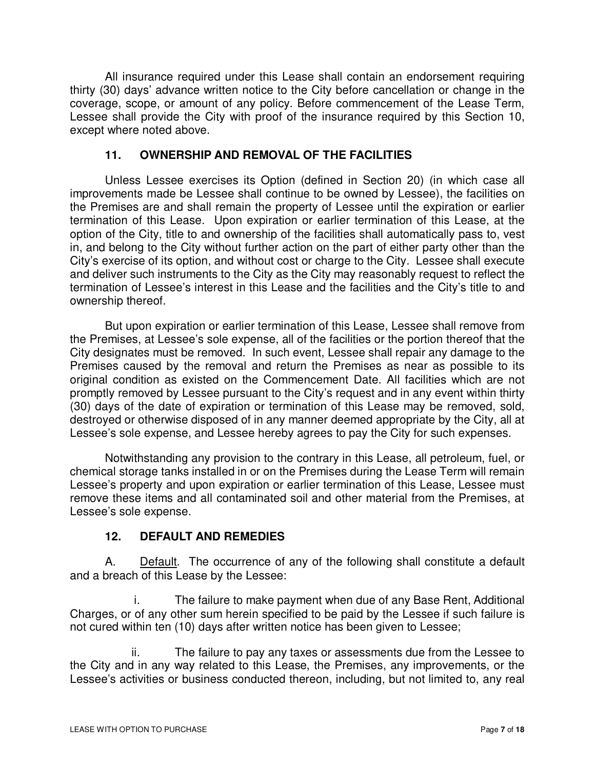All insurance required under this Lease shall contain an endorsement requiring thirty (30) days' advance written notice to the City before cancellation or change in the coverage, scope, or amount of any policy. Before commencement of the Lease Term, Lessee shall provide the City with proof of the insurance required by this Section 10, except where noted above.

## 11. OWNERSHIP AND REMOVAL OF THE FACILITIES

Unless Lessee exercises its Option (defined in Section 20) (in which case all improvements made be Lessee shall continue to be owned by Lessee), the facilities on the Premises are and shall remain the property of Lessee until the expiration or earlier termination of this Lease. Upon expiration or earlier termination of this Lease, at the option of the City, title to and ownership of the facilities shall automatically pass to, vest in, and belong to the City without further action on the part of either party other than the City's exercise of its option, and without cost or charge to the City. Lessee shall execute and deliver such instruments to the City as the City may reasonably request to reflect the termination of Lessee's interest in this Lease and the facilities and the City's title to and ownership thereof.

But upon expiration or earlier termination of this Lease, Lessee shall remove from the Premises, at Lessee's sole expense, all of the facilities or the portion thereof that the City designates must be removed. In such event, Lessee shall repair any damage to the Premises caused by the removal and return the Premises as near as possible to its original condition as existed on the Commencement Date. All facilities which are not promptly removed by Lessee pursuant to the City's request and in any event within thirty (30) days of the date of expiration or termination of this Lease may be removed, sold, destroyed or otherwise disposed of in any manner deemed appropriate by the City, all at Lessee's sole expense, and Lessee hereby agrees to pay the City for such expenses.

Notwithstanding any provision to the contrary in this Lease, all petroleum, fuel, or chemical storage tanks installed in or on the Premises during the Lease Term will remain Lessee's property and upon expiration or earlier termination of this Lease, Lessee must remove these items and all contaminated soil and other material from the Premises, at Lessee's sole expense.

## 12. DEFAULT AND REMEDIES

A. Default. The occurrence of any of the following shall constitute a default and a breach of this Lease by the Lessee:

i. The failure to make payment when due of any Base Rent, Additional Charges, or of any other sum herein specified to be paid by the Lessee if such failure is not cured within ten (10) days after written notice has been given to Lessee;

ii. The failure to pay any taxes or assessments due from the Lessee to the City and in any way related to this Lease, the Premises, any improvements, or the Lessee's activities or business conducted thereon, including, but not limited to, any real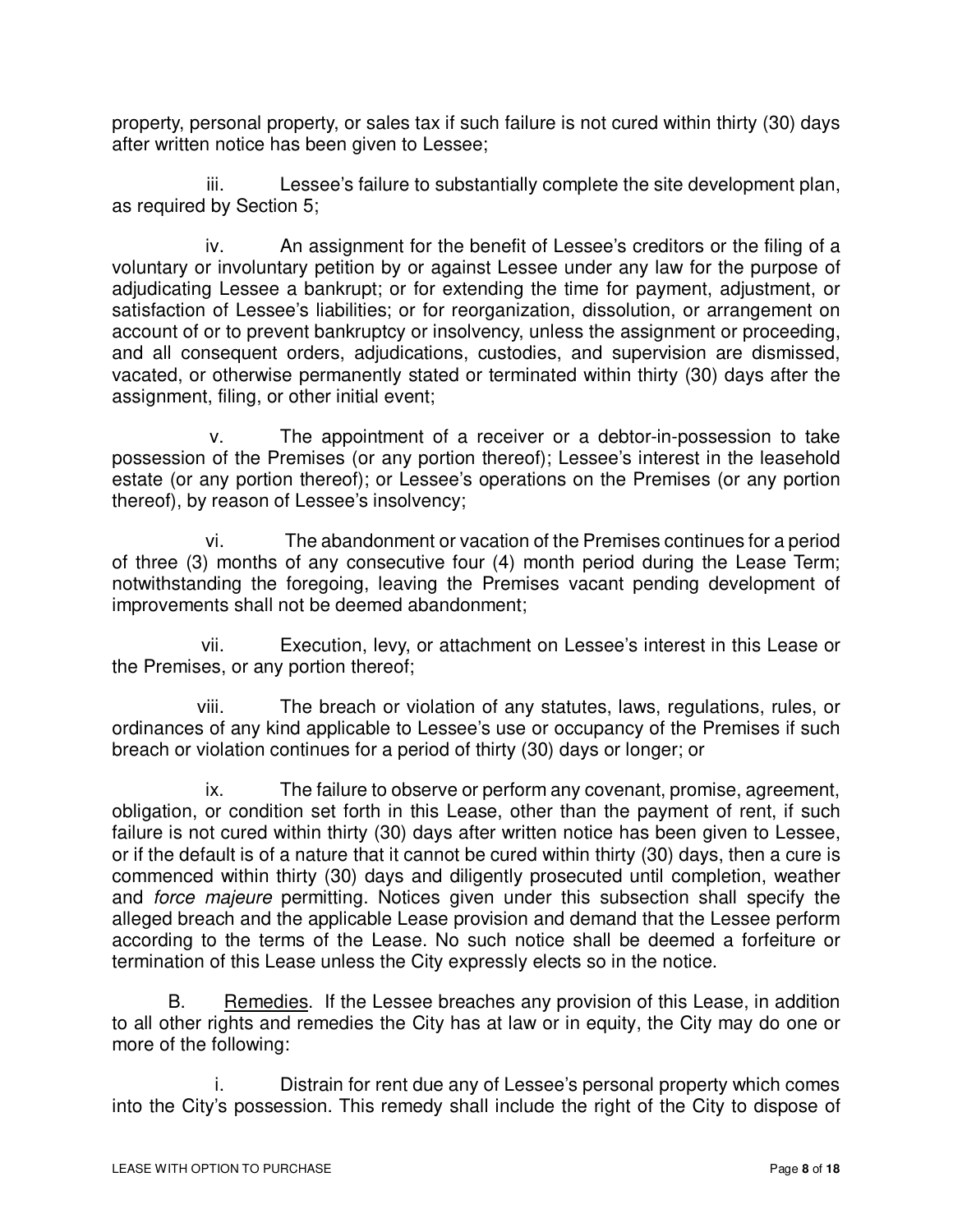property, personal property, or sales tax if such failure is not cured within thirty (30) days after written notice has been given to Lessee;

iii. Lessee's failure to substantially complete the site development plan, as required by Section 5;

iv. An assignment for the benefit of Lessee's creditors or the filing of a voluntary or involuntary petition by or against Lessee under any law for the purpose of adjudicating Lessee a bankrupt; or for extending the time for payment, adjustment, or satisfaction of Lessee's liabilities; or for reorganization, dissolution, or arrangement on account of or to prevent bankruptcy or insolvency, unless the assignment or proceeding, and all consequent orders, adjudications, custodies, and supervision are dismissed, vacated, or otherwise permanently stated or terminated within thirty (30) days after the assignment, filing, or other initial event;

v. The appointment of a receiver or a debtor-in-possession to take possession of the Premises (or any portion thereof); Lessee's interest in the leasehold estate (or any portion thereof); or Lessee's operations on the Premises (or any portion thereof), by reason of Lessee's insolvency;

vi. The abandonment or vacation of the Premises continues for a period of three (3) months of any consecutive four (4) month period during the Lease Term; notwithstanding the foregoing, leaving the Premises vacant pending development of improvements shall not be deemed abandonment;

vii. Execution, levy, or attachment on Lessee's interest in this Lease or the Premises, or any portion thereof;

viii. The breach or violation of any statutes, laws, regulations, rules, or ordinances of any kind applicable to Lessee's use or occupancy of the Premises if such breach or violation continues for a period of thirty (30) days or longer; or

ix. The failure to observe or perform any covenant, promise, agreement, obligation, or condition set forth in this Lease, other than the payment of rent, if such failure is not cured within thirty (30) days after written notice has been given to Lessee, or if the default is of a nature that it cannot be cured within thirty (30) days, then a cure is commenced within thirty (30) days and diligently prosecuted until completion, weather and *force majeure* permitting. Notices given under this subsection shall specify the alleged breach and the applicable Lease provision and demand that the Lessee perform according to the terms of the Lease. No such notice shall be deemed a forfeiture or termination of this Lease unless the City expressly elects so in the notice.

B. Remedies. If the Lessee breaches any provision of this Lease, in addition to all other rights and remedies the City has at law or in equity, the City may do one or more of the following:

i. Distrain for rent due any of Lessee's personal property which comes into the City's possession. This remedy shall include the right of the City to dispose of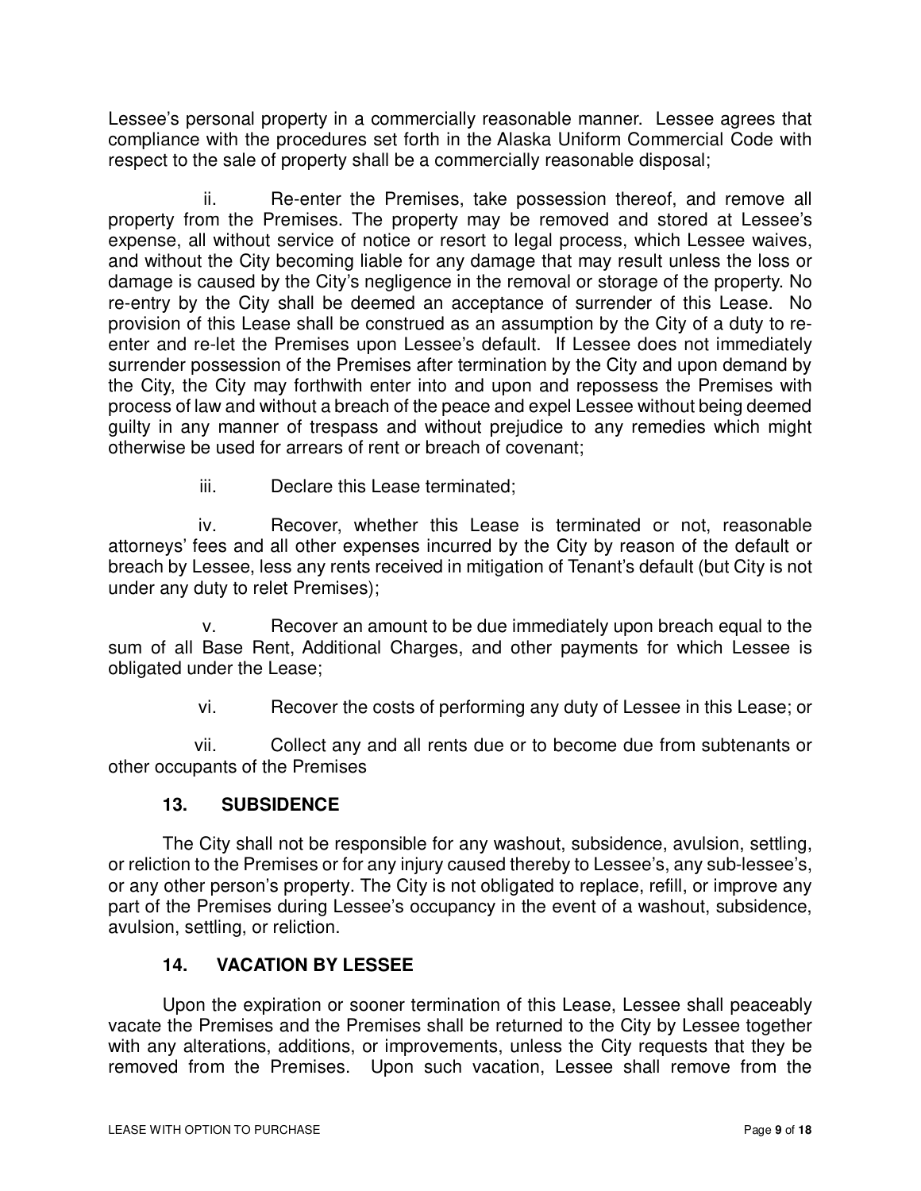Lessee's personal property in a commercially reasonable manner. Lessee agrees that compliance with the procedures set forth in the Alaska Uniform Commercial Code with respect to the sale of property shall be a commercially reasonable disposal;

ii. Re-enter the Premises, take possession thereof, and remove all property from the Premises. The property may be removed and stored at Lessee's expense, all without service of notice or resort to legal process, which Lessee waives, and without the City becoming liable for any damage that may result unless the loss or damage is caused by the City's negligence in the removal or storage of the property. No re-entry by the City shall be deemed an acceptance of surrender of this Lease. No provision of this Lease shall be construed as an assumption by the City of a duty to re-enter and re-let the Premises upon Lessee's default. If Lessee does not immediately surrender possession of the Premises after termination by the City and upon demand by the City, the City may forthwith enter into and upon and repossess the Premises with process of law and without a breach of the peace and expel Lessee without being deemed guilty in any manner of trespass and without prejudice to any remedies which might otherwise be used for arrears of rent or breach of covenant;

iii. Declare this Lease terminated;

iv. Recover, whether this Lease is terminated or not, reasonable attorneys' fees and all other expenses incurred by the City by reason of the default or breach by Lessee, less any rents received in mitigation of Tenant's default (but City is not under any duty to relet Premises);

v. Recover an amount to be due immediately upon breach equal to the sum of all Base Rent, Additional Charges, and other payments for which Lessee is obligated under the Lease;

vi. Recover the costs of performing any duty of Lessee in this Lease; or

vii. Collect any and all rents due or to become due from subtenants or other occupants of the Premises

### 13. SUBSIDENCE

The City shall not be responsible for any washout, subsidence, avulsion, settling, or reliction to the Premises or for any injury caused thereby to Lessee's, any sub-lessee's, or any other person's property. The City is not obligated to replace, refill, or improve any part of the Premises during Lessee's occupancy in the event of a washout, subsidence, avulsion, settling, or reliction.

### 14. VACATION BY LESSEE

Upon the expiration or sooner termination of this Lease, Lessee shall peaceably vacate the Premises and the Premises shall be returned to the City by Lessee together with any alterations, additions, or improvements, unless the City requests that they be removed from the Premises. Upon such vacation, Lessee shall remove from the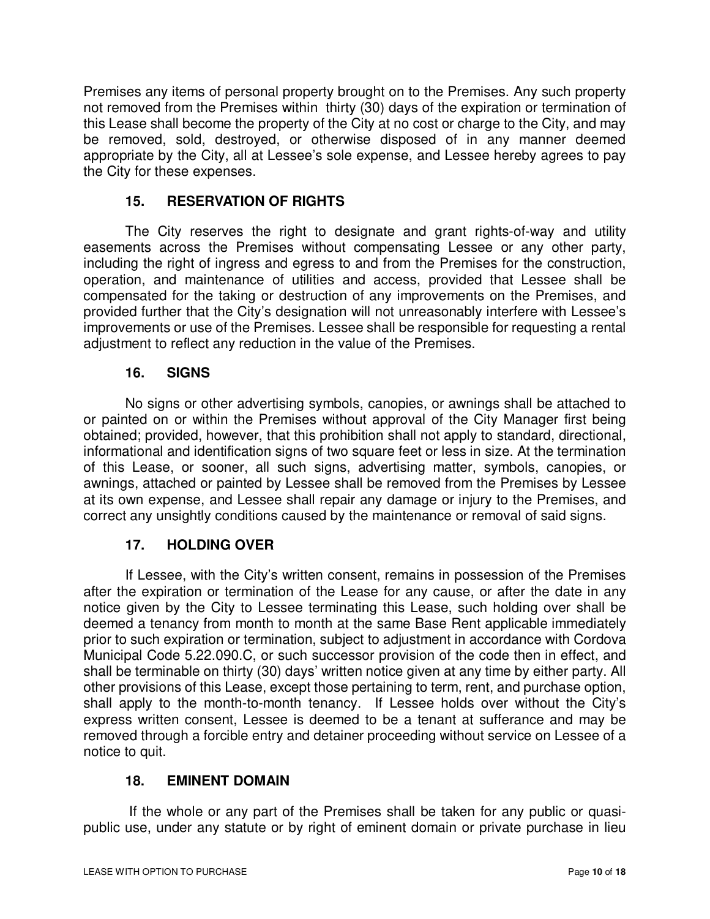Premises any items of personal property brought on to the Premises. Any such property not removed from the Premises within thirty (30) days of the expiration or termination of this Lease shall become the property of the City at no cost or charge to the City, and may be removed, sold, destroyed, or otherwise disposed of in any manner deemed appropriate by the City, all at Lessee's sole expense, and Lessee hereby agrees to pay the City for these expenses.

## 15. RESERVATION OF RIGHTS

The City reserves the right to designate and grant rights-of-way and utility easements across the Premises without compensating Lessee or any other party, including the right of ingress and egress to and from the Premises for the construction, operation, and maintenance of utilities and access, provided that Lessee shall be compensated for the taking or destruction of any improvements on the Premises, and provided further that the City's designation will not unreasonably interfere with Lessee's improvements or use of the Premises. Lessee shall be responsible for requesting a rental adjustment to reflect any reduction in the value of the Premises.

## 16. SIGNS

No signs or other advertising symbols, canopies, or awnings shall be attached to or painted on or within the Premises without approval of the City Manager first being obtained; provided, however, that this prohibition shall not apply to standard, directional, informational and identification signs of two square feet or less in size. At the termination of this Lease, or sooner, all such signs, advertising matter, symbols, canopies, or awnings, attached or painted by Lessee shall be removed from the Premises by Lessee at its own expense, and Lessee shall repair any damage or injury to the Premises, and correct any unsightly conditions caused by the maintenance or removal of said signs.

## 17. HOLDING OVER

If Lessee, with the City's written consent, remains in possession of the Premises after the expiration or termination of the Lease for any cause, or after the date in any notice given by the City to Lessee terminating this Lease, such holding over shall be deemed a tenancy from month to month at the same Base Rent applicable immediately prior to such expiration or termination, subject to adjustment in accordance with Cordova Municipal Code 5.22.090.C, or such successor provision of the code then in effect, and shall be terminable on thirty (30) days' written notice given at any time by either party. All other provisions of this Lease, except those pertaining to term, rent, and purchase option, shall apply to the month-to-month tenancy. If Lessee holds over without the City's express written consent, Lessee is deemed to be a tenant at sufferance and may be removed through a forcible entry and detainer proceeding without service on Lessee of a notice to quit.

## 18. EMINENT DOMAIN

If the whole or any part of the Premises shall be taken for any public or quasi-public use, under any statute or by right of eminent domain or private purchase in lieu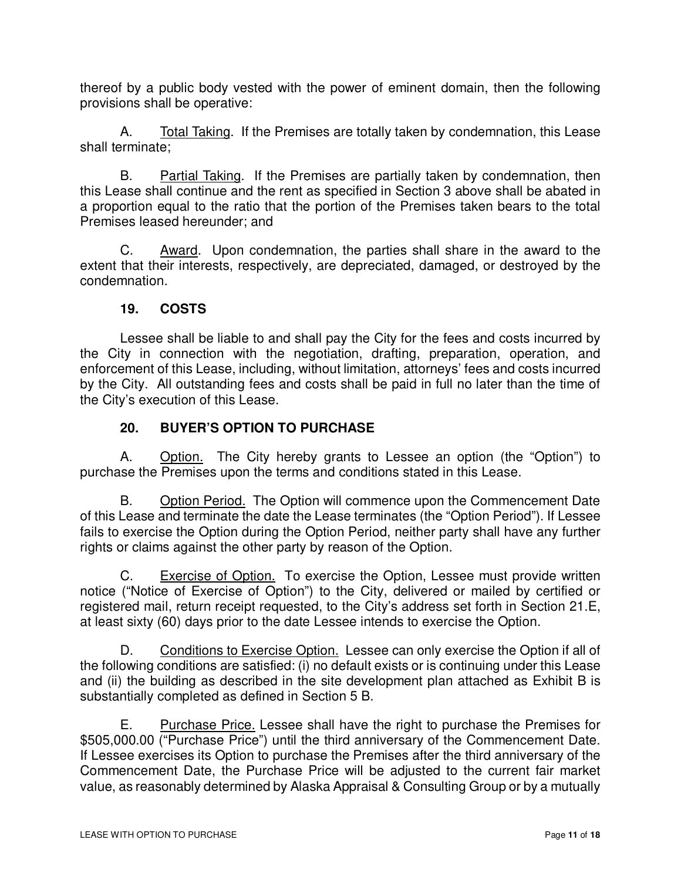thereof by a public body vested with the power of eminent domain, then the following provisions shall be operative:

A. Total Taking. If the Premises are totally taken by condemnation, this Lease shall terminate;

B. Partial Taking. If the Premises are partially taken by condemnation, then this Lease shall continue and the rent as specified in Section 3 above shall be abated in a proportion equal to the ratio that the portion of the Premises taken bears to the total Premises leased hereunder; and

C. Award. Upon condemnation, the parties shall share in the award to the extent that their interests, respectively, are depreciated, damaged, or destroyed by the condemnation.

## 19. COSTS

Lessee shall be liable to and shall pay the City for the fees and costs incurred by the City in connection with the negotiation, drafting, preparation, operation, and enforcement of this Lease, including, without limitation, attorneys' fees and costs incurred by the City. All outstanding fees and costs shall be paid in full no later than the time of the City's execution of this Lease.

## 20. BUYER'S OPTION TO PURCHASE

A. Option. The City hereby grants to Lessee an option (the "Option") to purchase the Premises upon the terms and conditions stated in this Lease.

B. Option Period. The Option will commence upon the Commencement Date of this Lease and terminate the date the Lease terminates (the "Option Period"). If Lessee fails to exercise the Option during the Option Period, neither party shall have any further rights or claims against the other party by reason of the Option.

C. Exercise of Option. To exercise the Option, Lessee must provide written notice ("Notice of Exercise of Option") to the City, delivered or mailed by certified or registered mail, return receipt requested, to the City's address set forth in Section 21.E, at least sixty (60) days prior to the date Lessee intends to exercise the Option.

D. Conditions to Exercise Option. Lessee can only exercise the Option if all of the following conditions are satisfied: (i) no default exists or is continuing under this Lease and (ii) the building as described in the site development plan attached as Exhibit B is substantially completed as defined in Section 5 B.

E. Purchase Price. Lessee shall have the right to purchase the Premises for $505,000.00 ("Purchase Price") until the third anniversary of the Commencement Date. If Lessee exercises its Option to purchase the Premises after the third anniversary of the Commencement Date, the Purchase Price will be adjusted to the current fair market value, as reasonably determined by Alaska Appraisal & Consulting Group or by a mutually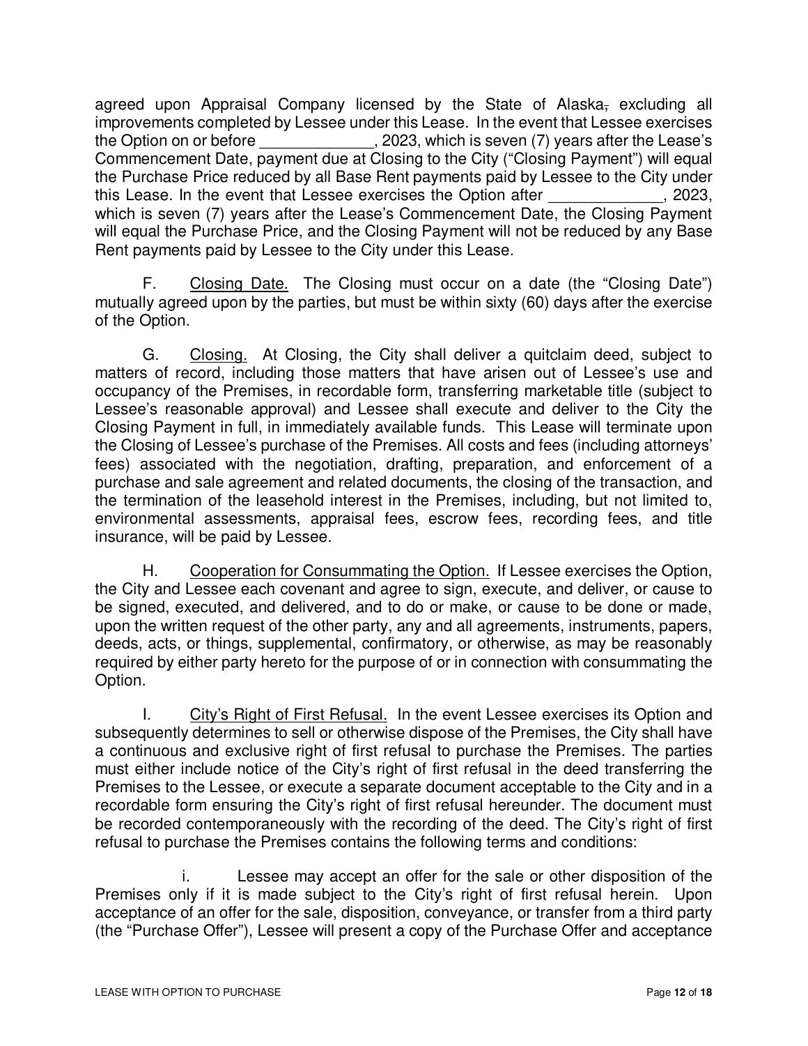agreed upon Appraisal Company licensed by the State of Alaska, excluding all improvements completed by Lessee under this Lease. In the event that Lessee exercises the Option on or before _____________, 2023, which is seven (7) years after the Lease's Commencement Date, payment due at Closing to the City ("Closing Payment") will equal the Purchase Price reduced by all Base Rent payments paid by Lessee to the City under this Lease. In the event that Lessee exercises the Option after _____________, 2023, which is seven (7) years after the Lease's Commencement Date, the Closing Payment will equal the Purchase Price, and the Closing Payment will not be reduced by any Base Rent payments paid by Lessee to the City under this Lease.

F. Closing Date. The Closing must occur on a date (the "Closing Date") mutually agreed upon by the parties, but must be within sixty (60) days after the exercise of the Option.

G. Closing. At Closing, the City shall deliver a quitclaim deed, subject to matters of record, including those matters that have arisen out of Lessee's use and occupancy of the Premises, in recordable form, transferring marketable title (subject to Lessee's reasonable approval) and Lessee shall execute and deliver to the City the Closing Payment in full, in immediately available funds. This Lease will terminate upon the Closing of Lessee's purchase of the Premises. All costs and fees (including attorneys' fees) associated with the negotiation, drafting, preparation, and enforcement of a purchase and sale agreement and related documents, the closing of the transaction, and the termination of the leasehold interest in the Premises, including, but not limited to, environmental assessments, appraisal fees, escrow fees, recording fees, and title insurance, will be paid by Lessee.

H. Cooperation for Consummating the Option. If Lessee exercises the Option, the City and Lessee each covenant and agree to sign, execute, and deliver, or cause to be signed, executed, and delivered, and to do or make, or cause to be done or made, upon the written request of the other party, any and all agreements, instruments, papers, deeds, acts, or things, supplemental, confirmatory, or otherwise, as may be reasonably required by either party hereto for the purpose of or in connection with consummating the Option.

I. City's Right of First Refusal. In the event Lessee exercises its Option and subsequently determines to sell or otherwise dispose of the Premises, the City shall have a continuous and exclusive right of first refusal to purchase the Premises. The parties must either include notice of the City's right of first refusal in the deed transferring the Premises to the Lessee, or execute a separate document acceptable to the City and in a recordable form ensuring the City's right of first refusal hereunder. The document must be recorded contemporaneously with the recording of the deed. The City's right of first refusal to purchase the Premises contains the following terms and conditions:

i. Lessee may accept an offer for the sale or other disposition of the Premises only if it is made subject to the City's right of first refusal herein. Upon acceptance of an offer for the sale, disposition, conveyance, or transfer from a third party (the "Purchase Offer"), Lessee will present a copy of the Purchase Offer and acceptance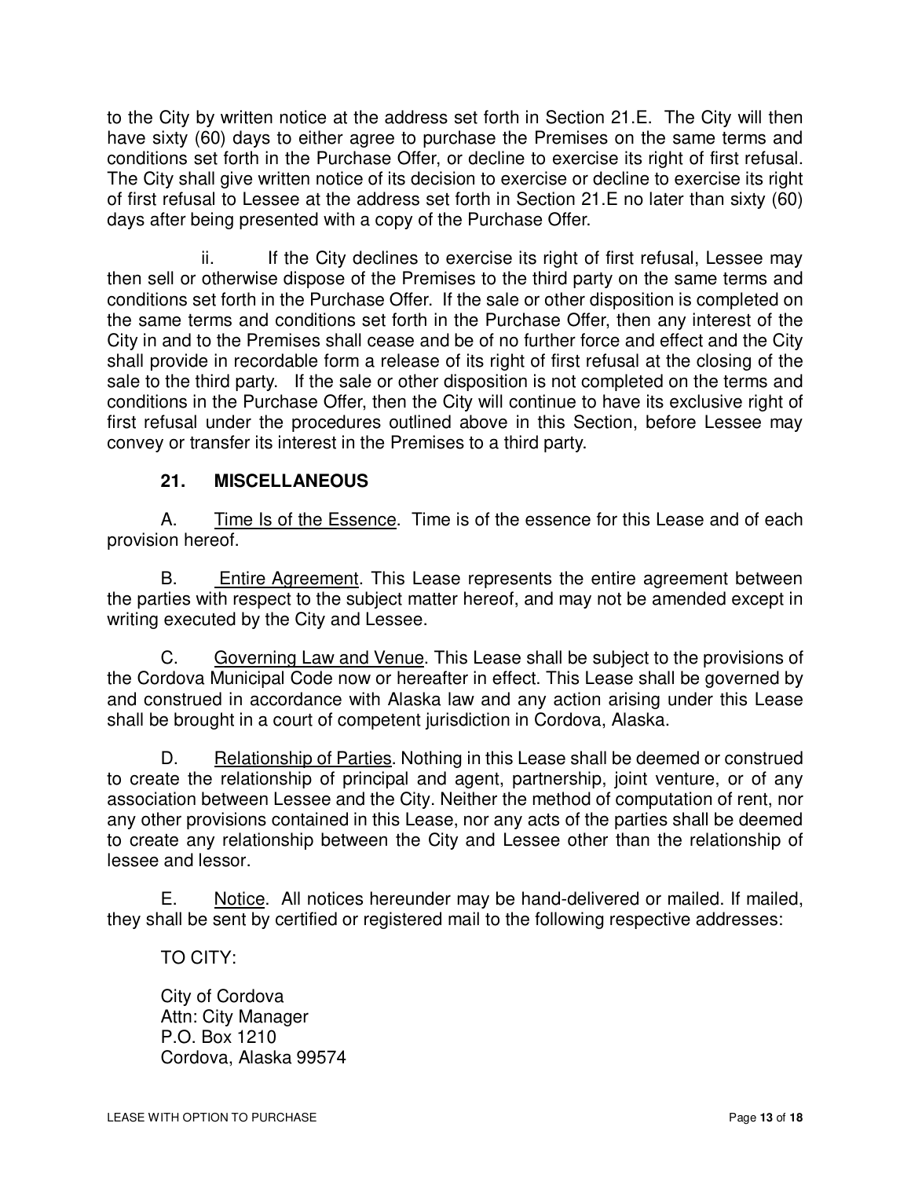to the City by written notice at the address set forth in Section 21.E. The City will then have sixty (60) days to either agree to purchase the Premises on the same terms and conditions set forth in the Purchase Offer, or decline to exercise its right of first refusal. The City shall give written notice of its decision to exercise or decline to exercise its right of first refusal to Lessee at the address set forth in Section 21.E no later than sixty (60) days after being presented with a copy of the Purchase Offer.

ii. If the City declines to exercise its right of first refusal, Lessee may then sell or otherwise dispose of the Premises to the third party on the same terms and conditions set forth in the Purchase Offer. If the sale or other disposition is completed on the same terms and conditions set forth in the Purchase Offer, then any interest of the City in and to the Premises shall cease and be of no further force and effect and the City shall provide in recordable form a release of its right of first refusal at the closing of the sale to the third party. If the sale or other disposition is not completed on the terms and conditions in the Purchase Offer, then the City will continue to have its exclusive right of first refusal under the procedures outlined above in this Section, before Lessee may convey or transfer its interest in the Premises to a third party.

## 21. MISCELLANEOUS

A. Time Is of the Essence. Time is of the essence for this Lease and of each provision hereof.

B. Entire Agreement. This Lease represents the entire agreement between the parties with respect to the subject matter hereof, and may not be amended except in writing executed by the City and Lessee.

C. Governing Law and Venue. This Lease shall be subject to the provisions of the Cordova Municipal Code now or hereafter in effect. This Lease shall be governed by and construed in accordance with Alaska law and any action arising under this Lease shall be brought in a court of competent jurisdiction in Cordova, Alaska.

D. Relationship of Parties. Nothing in this Lease shall be deemed or construed to create the relationship of principal and agent, partnership, joint venture, or of any association between Lessee and the City. Neither the method of computation of rent, nor any other provisions contained in this Lease, nor any acts of the parties shall be deemed to create any relationship between the City and Lessee other than the relationship of lessee and lessor.

E. Notice. All notices hereunder may be hand-delivered or mailed. If mailed, they shall be sent by certified or registered mail to the following respective addresses:

TO CITY:

City of Cordova
Attn: City Manager
P.O. Box 1210
Cordova, Alaska 99574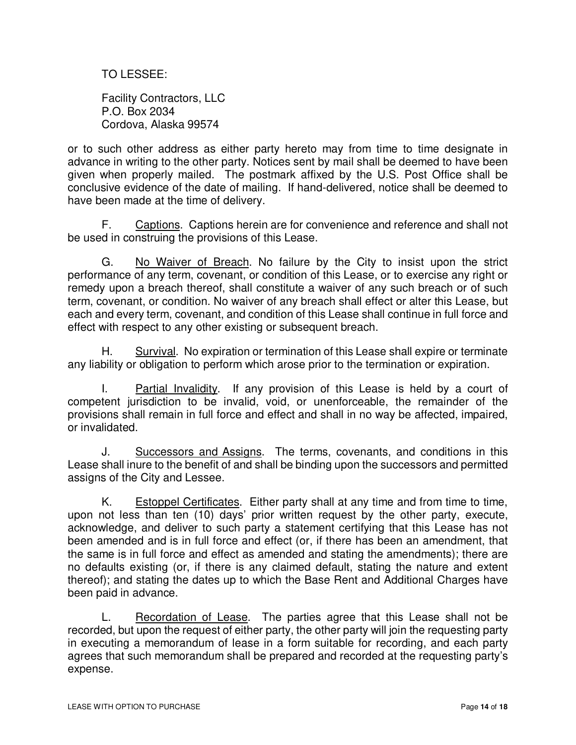TO LESSEE:

Facility Contractors, LLC
P.O. Box 2034
Cordova, Alaska 99574

or to such other address as either party hereto may from time to time designate in advance in writing to the other party. Notices sent by mail shall be deemed to have been given when properly mailed. The postmark affixed by the U.S. Post Office shall be conclusive evidence of the date of mailing. If hand-delivered, notice shall be deemed to have been made at the time of delivery.

F. Captions. Captions herein are for convenience and reference and shall not be used in construing the provisions of this Lease.

G. No Waiver of Breach. No failure by the City to insist upon the strict performance of any term, covenant, or condition of this Lease, or to exercise any right or remedy upon a breach thereof, shall constitute a waiver of any such breach or of such term, covenant, or condition. No waiver of any breach shall effect or alter this Lease, but each and every term, covenant, and condition of this Lease shall continue in full force and effect with respect to any other existing or subsequent breach.

H. Survival. No expiration or termination of this Lease shall expire or terminate any liability or obligation to perform which arose prior to the termination or expiration.

I. Partial Invalidity. If any provision of this Lease is held by a court of competent jurisdiction to be invalid, void, or unenforceable, the remainder of the provisions shall remain in full force and effect and shall in no way be affected, impaired, or invalidated.

J. Successors and Assigns. The terms, covenants, and conditions in this Lease shall inure to the benefit of and shall be binding upon the successors and permitted assigns of the City and Lessee.

K. Estoppel Certificates. Either party shall at any time and from time to time, upon not less than ten (10) days' prior written request by the other party, execute, acknowledge, and deliver to such party a statement certifying that this Lease has not been amended and is in full force and effect (or, if there has been an amendment, that the same is in full force and effect as amended and stating the amendments); there are no defaults existing (or, if there is any claimed default, stating the nature and extent thereof); and stating the dates up to which the Base Rent and Additional Charges have been paid in advance.

L. Recordation of Lease. The parties agree that this Lease shall not be recorded, but upon the request of either party, the other party will join the requesting party in executing a memorandum of lease in a form suitable for recording, and each party agrees that such memorandum shall be prepared and recorded at the requesting party's expense.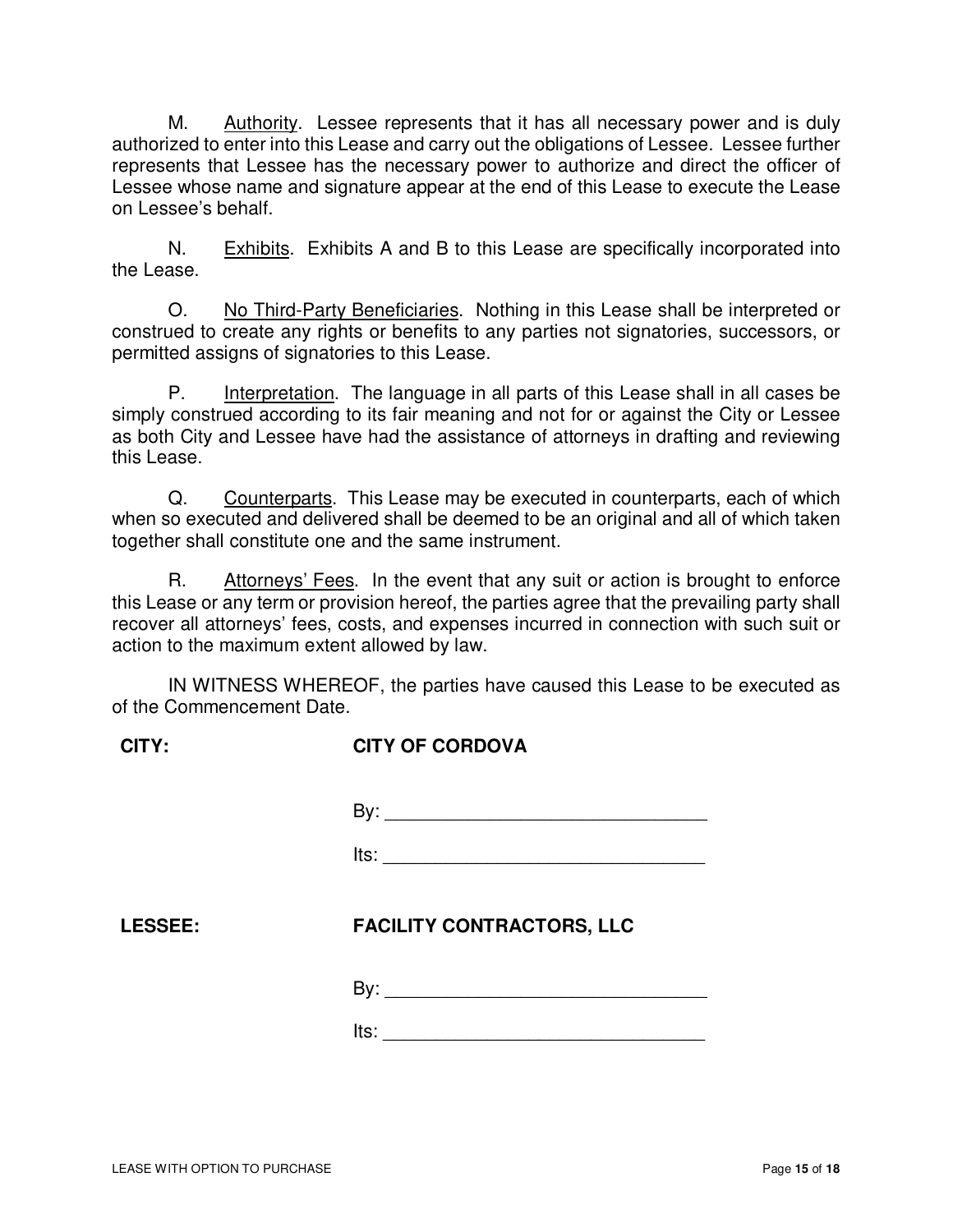M. <u>Authority</u>. Lessee represents that it has all necessary power and is duly authorized to enter into this Lease and carry out the obligations of Lessee. Lessee further represents that Lessee has the necessary power to authorize and direct the officer of Lessee whose name and signature appear at the end of this Lease to execute the Lease on Lessee's behalf.

N. <u>Exhibits</u>. Exhibits A and B to this Lease are specifically incorporated into the Lease.

O. <u>No Third-Party Beneficiaries</u>. Nothing in this Lease shall be interpreted or construed to create any rights or benefits to any parties not signatories, successors, or permitted assigns of signatories to this Lease.

P. <u>Interpretation</u>. The language in all parts of this Lease shall in all cases be simply construed according to its fair meaning and not for or against the City or Lessee as both City and Lessee have had the assistance of attorneys in drafting and reviewing this Lease.

Q. <u>Counterparts</u>. This Lease may be executed in counterparts, each of which when so executed and delivered shall be deemed to be an original and all of which taken together shall constitute one and the same instrument.

R. <u>Attorneys' Fees</u>. In the event that any suit or action is brought to enforce this Lease or any term or provision hereof, the parties agree that the prevailing party shall recover all attorneys' fees, costs, and expenses incurred in connection with such suit or action to the maximum extent allowed by law.

IN WITNESS WHEREOF, the parties have caused this Lease to be executed as of the Commencement Date.

**CITY:** **CITY OF CORDOVA**

By: ________________________________

Its: ________________________________

**LESSEE:** **FACILITY CONTRACTORS, LLC**

By: ________________________________

Its: ________________________________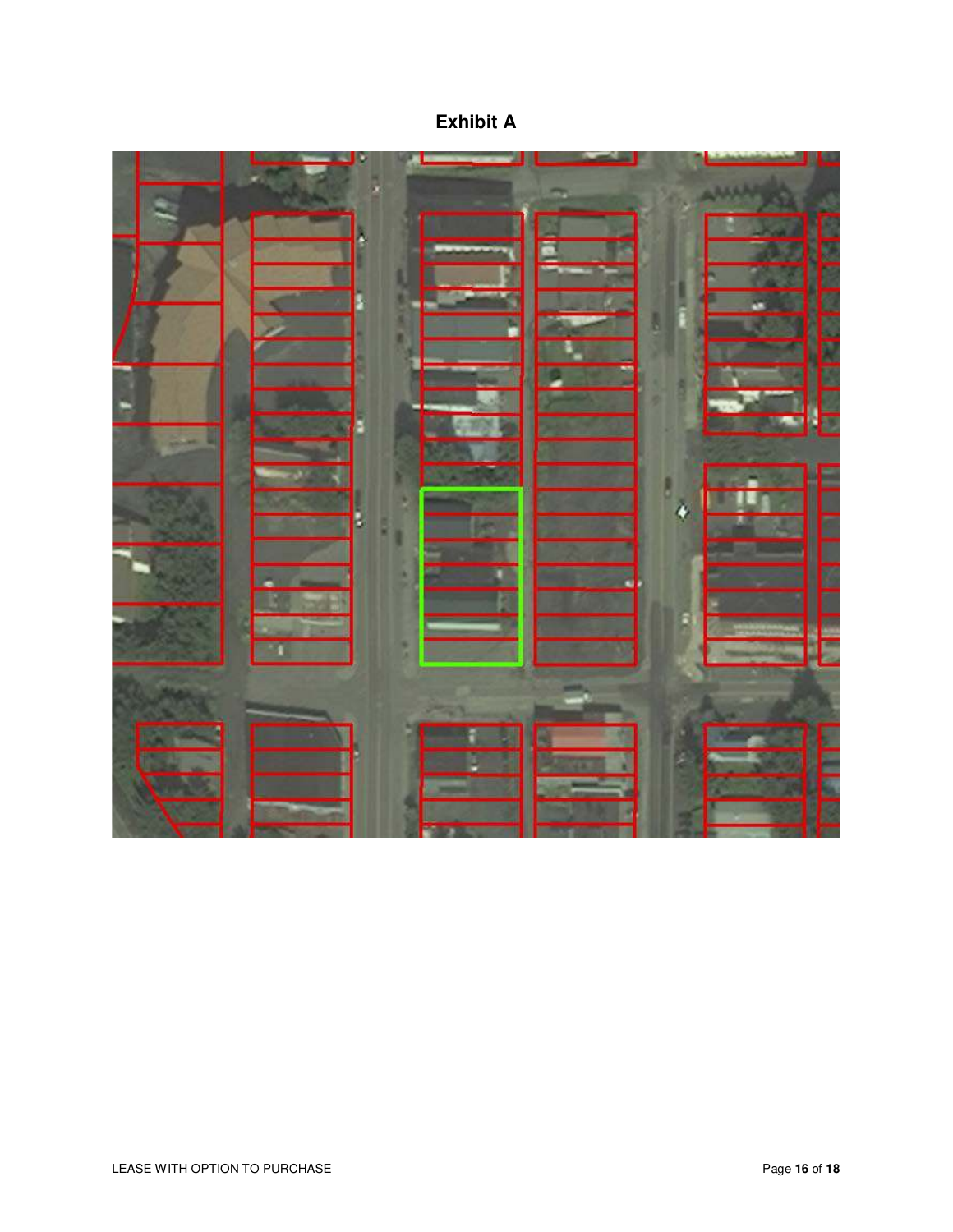**Exhibit A**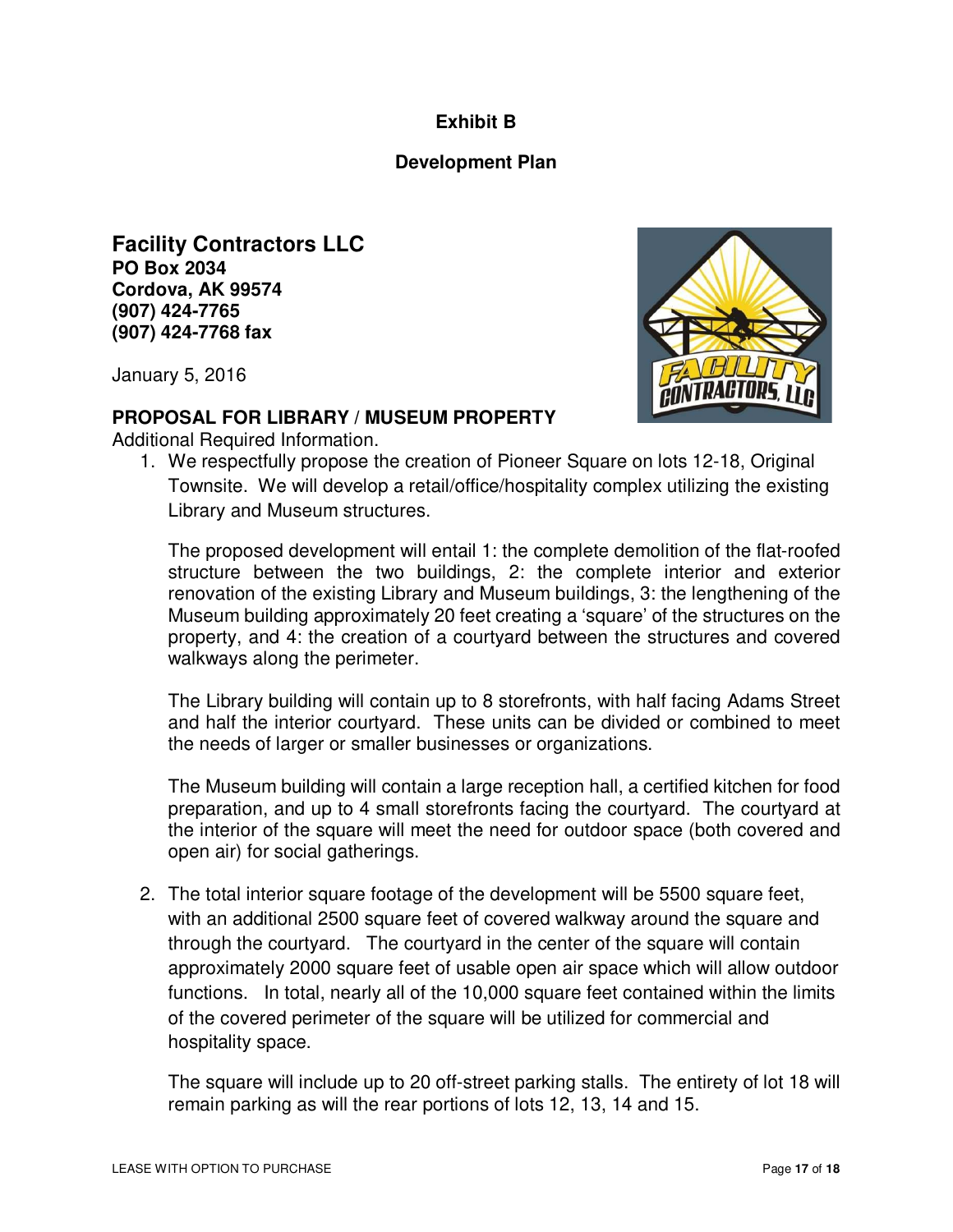# Exhibit B

## Development Plan

### Facility Contractors LLC

**PO Box 2034**
**Cordova, AK 99574**
**(907) 424-7765**
**(907) 424-7768 fax**

January 5, 2016

**PROPOSAL FOR LIBRARY / MUSEUM PROPERTY**

Additional Required Information.

1. We respectfully propose the creation of Pioneer Square on lots 12-18, Original Townsite. We will develop a retail/office/hospitality complex utilizing the existing Library and Museum structures.

   The proposed development will entail 1: the complete demolition of the flat-roofed structure between the two buildings, 2: the complete interior and exterior renovation of the existing Library and Museum buildings, 3: the lengthening of the Museum building approximately 20 feet creating a 'square' of the structures on the property, and 4: the creation of a courtyard between the structures and covered walkways along the perimeter.

   The Library building will contain up to 8 storefronts, with half facing Adams Street and half the interior courtyard. These units can be divided or combined to meet the needs of larger or smaller businesses or organizations.

   The Museum building will contain a large reception hall, a certified kitchen for food preparation, and up to 4 small storefronts facing the courtyard. The courtyard at the interior of the square will meet the need for outdoor space (both covered and open air) for social gatherings.

2. The total interior square footage of the development will be 5500 square feet, with an additional 2500 square feet of covered walkway around the square and through the courtyard. The courtyard in the center of the square will contain approximately 2000 square feet of usable open air space which will allow outdoor functions. In total, nearly all of the 10,000 square feet contained within the limits of the covered perimeter of the square will be utilized for commercial and hospitality space.

   The square will include up to 20 off-street parking stalls. The entirety of lot 18 will remain parking as will the rear portions of lots 12, 13, 14 and 15.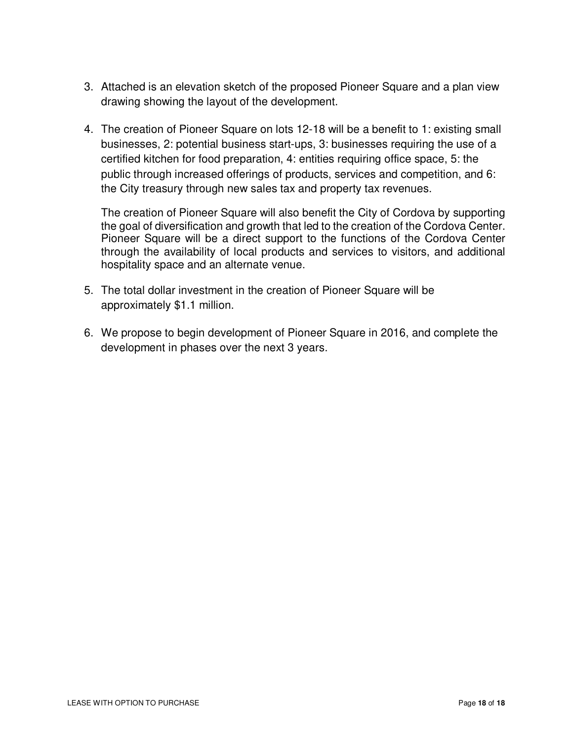3. Attached is an elevation sketch of the proposed Pioneer Square and a plan view drawing showing the layout of the development.

4. The creation of Pioneer Square on lots 12-18 will be a benefit to 1: existing small businesses, 2: potential business start-ups, 3: businesses requiring the use of a certified kitchen for food preparation, 4: entities requiring office space, 5: the public through increased offerings of products, services and competition, and 6: the City treasury through new sales tax and property tax revenues.

   The creation of Pioneer Square will also benefit the City of Cordova by supporting the goal of diversification and growth that led to the creation of the Cordova Center. Pioneer Square will be a direct support to the functions of the Cordova Center through the availability of local products and services to visitors, and additional hospitality space and an alternate venue.

5. The total dollar investment in the creation of Pioneer Square will be approximately $1.1 million.

6. We propose to begin development of Pioneer Square in 2016, and complete the development in phases over the next 3 years.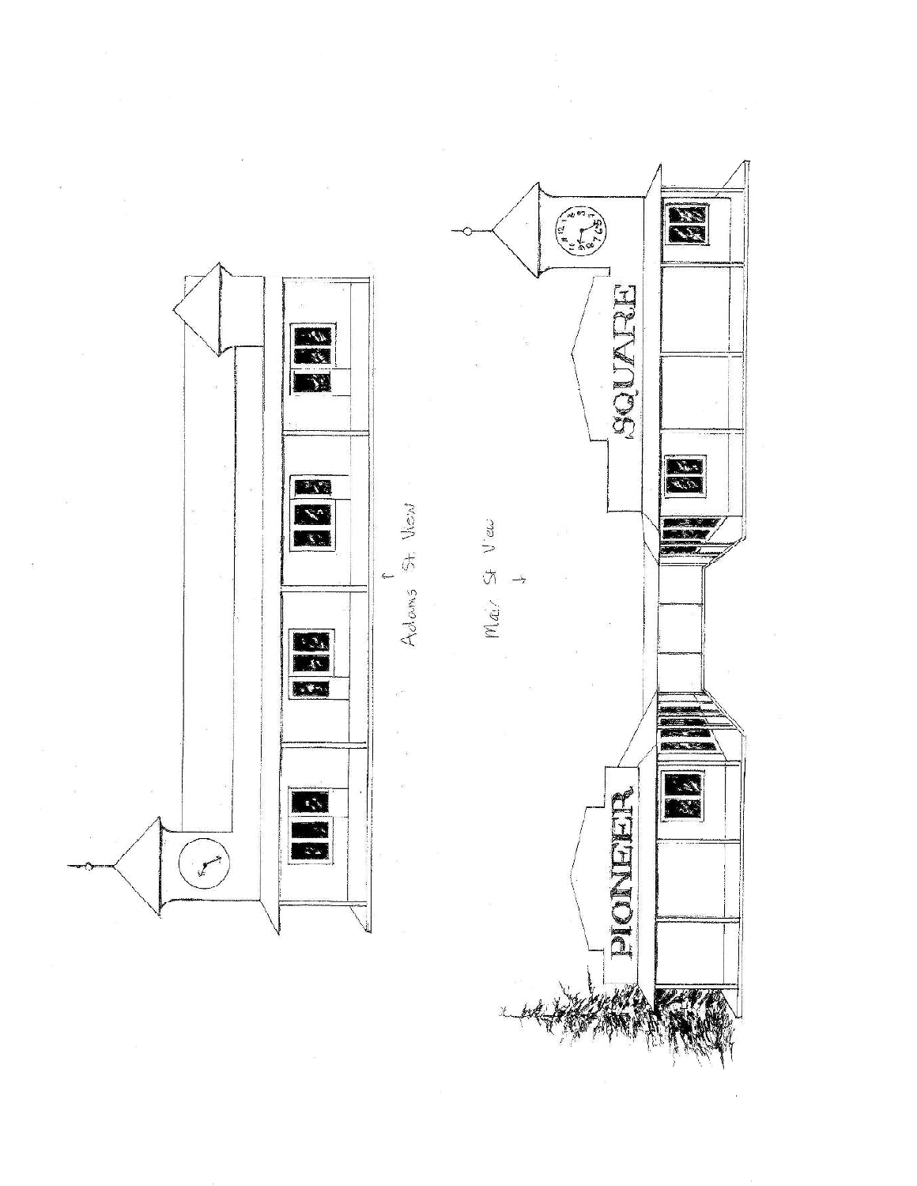↑
Adams St View

Main St View
↓

PIONEER SQUARE